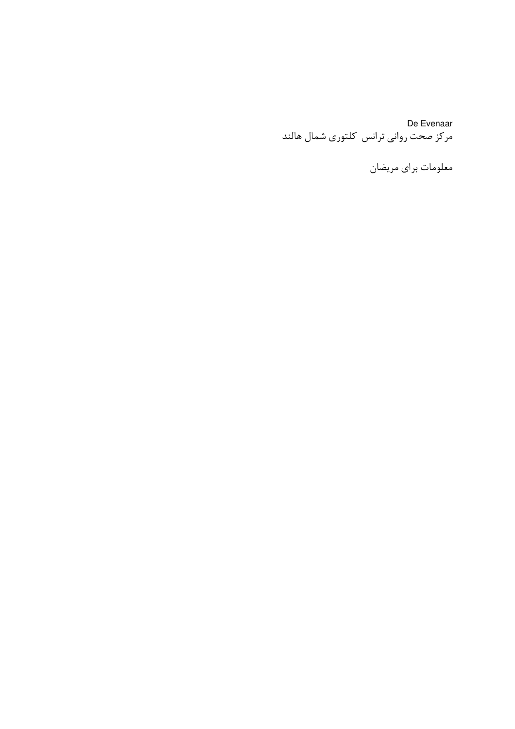De Evenaar

مرکز صحت روانی ترانس  کلتوری شمال هالند

معلومات برای مریضان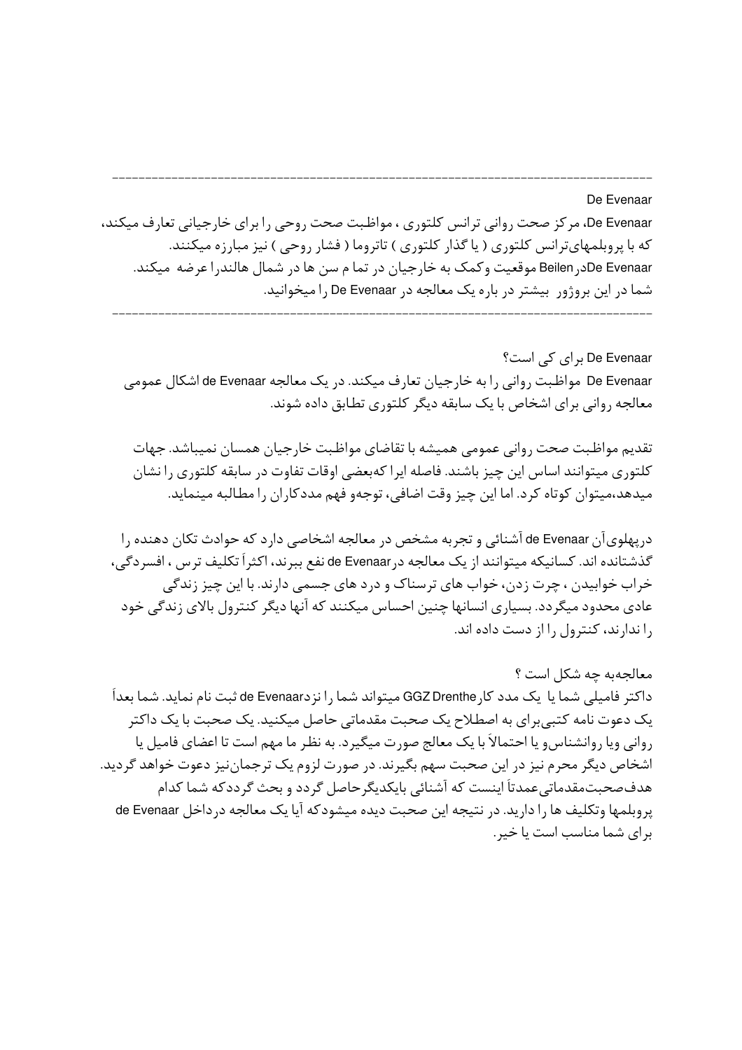---

De Evenaar

De Evenaar، مرکز صحت روانی ترانس کلتوری ، مواظبت صحت روحی را برای خارجیانی تعارف میکند، که با پروبلمهای‌ترانس کلتوری ( یا گذار کلتوری ) تاتروما ( فشار روحی ) نیز مبارزه میکنند.
De EvenaarدرBeilen موقعیت وکمک به خارجیان در تما م سن ها در شمال هالندرا عرضه میکند.
شما در این بروژور بیشتر در باره یک معالجه در De Evenaar را میخوانید.

---

## De Evenaar برای کی است؟

De Evenaar مواظبت روانی را به خارجیان تعارف میکند. در یک معالجه de Evenaar اشکال عمومی معالجه روانی برای اشخاص با یک سابقه دیگر کلتوری تطابق داده شوند.

تقدیم مواظبت صحت روانی عمومی همیشه با تقاضای مواظبت خارجیان همسان نمیباشد. جهات کلتوری میتوانند اساس این چیز باشند. فاصله ایرا که‌بعضی اوقات تفاوت در سابقه کلتوری را نشان میدهد،میتوان کوتاه کرد. اما این چیز وقت اضافی، توجه‌و فهم مددکاران را مطالبه مینماید.

درپهلوی‌آن de Evenaar آشنائی و تجربه مشخص در معالجه اشخاصی دارد که حوادث تکان دهنده را گذشتانده اند. کسانیکه میتوانند از یک معالجه درde Evenaar نفع ببرند، اکثراً تکلیف ترس ، افسردگی، خراب خوابیدن ، چرت زدن، خواب های ترسناک و درد های جسمی دارند. با این چیز زندگی عادی محدود میگردد. بسیاری انسانها چنین احساس میکنند که آنها دیگر کنترول بالای زندگی خود را ندارند، کنترول را از دست داده اند.

## معالجه‌به چه شکل است ؟

داکتر فامیلی شما یا یک مدد کارGGZ Drenthe میتواند شما را نزدde Evenaar ثبت نام نماید. شما بعداً یک دعوت نامه کتبی‌برای به اصطلاح یک صحبت مقدماتی حاصل میکنید. یک صحبت با یک داکتر روانی ویا روانشناس‌و یا احتمالاً با یک معالج صورت میگیرد. به نظر ما مهم است تا اعضای فامیل یا اشخاص دیگر محرم نیز در این صحبت سهم بگیرند. در صورت لزوم یک ترجمان‌نیز دعوت خواهد گردید. هدف‌صحبت‌مقدماتی‌عمدتاً اینست که آشنائی بایکدیگرحاصل گردد و بحث گرددکه شما کدام پروبلمها وتکلیف ها را دارید. در نتیجه این صحبت دیده میشودکه آیا یک معالجه درداخل de Evenaar برای شما مناسب است یا خیر.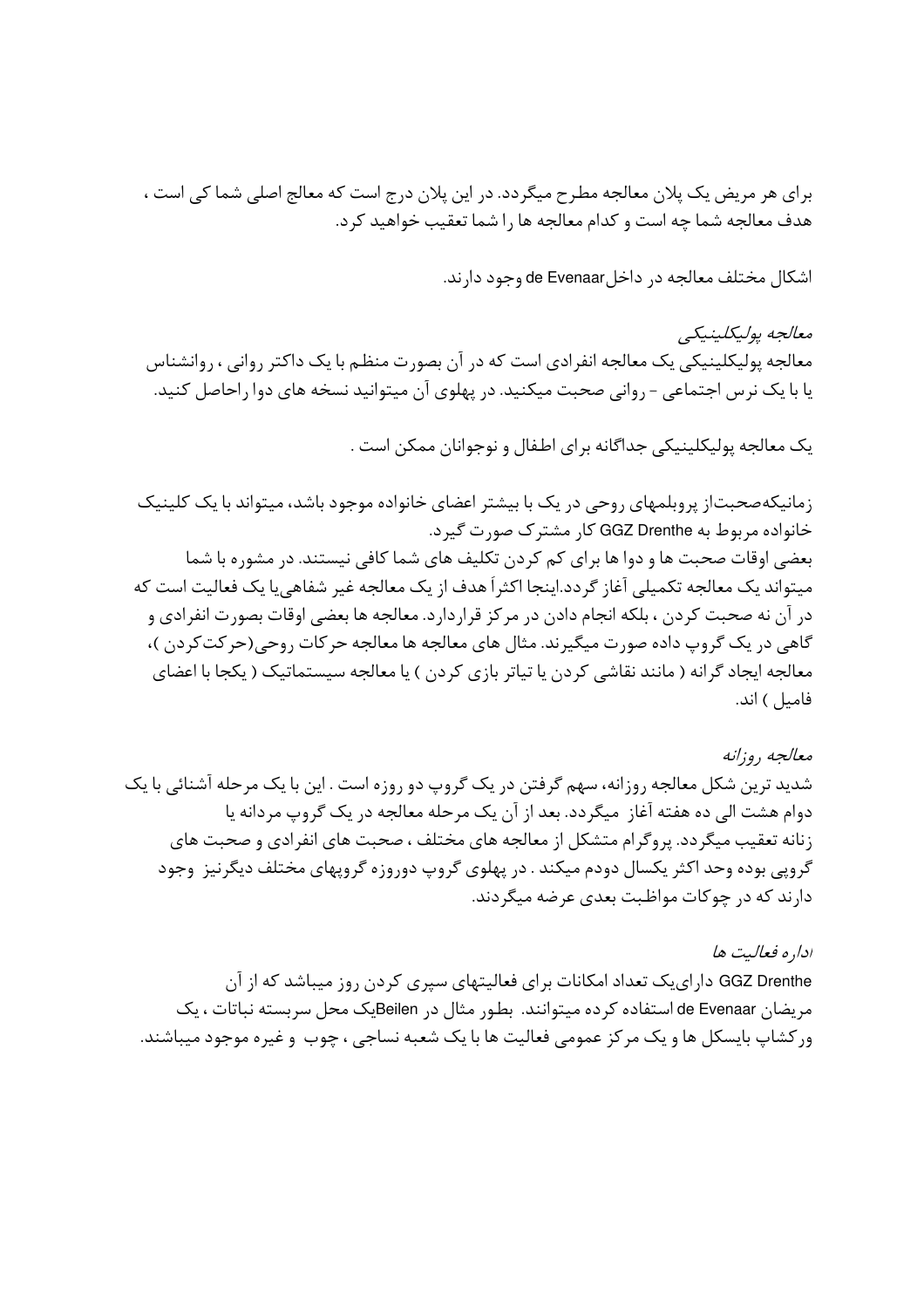برای هر مریض یک پلان معالجه مطرح میگردد. در این پلان درج است که معالج اصلی شما کی است ، هدف معالجه شما چه است و کدام معالجه ها را شما تعقیب خواهید کرد.

اشکال مختلف معالجه در داخلde Evenaar وجود دارند.

*معالجه پولیکلینیکی*

معالجه پولیکلینیکی یک معالجه انفرادی است که در آن بصورت منظم با یک داکتر روانی ، روانشناس یا با یک نرس اجتماعی - روانی صحبت میکنید. در پهلوی آن میتوانید نسخه های دوا راحاصل کنید.

یک معالجه پولیکلینیکی جداگانه برای اطفال و نوجوانان ممکن است .

زمانیکه‌صحبت‌از پروبلمهای روحی در یک با بیشتر اعضای خانواده موجود باشد، میتواند با یک کلینیک خانواده مربوط به GGZ Drenthe کار مشترک صورت گیرد.
بعضی اوقات صحبت ها و دوا ها برای کم کردن تکلیف های شما کافی نیستند. در مشوره با شما میتواند یک معالجه تکمیلی آغاز گردد.اینجا اکثراً هدف از یک معالجه غیر شفاهی‌یا یک فعالیت است که در آن نه صحبت کردن ، بلکه انجام دادن در مرکز قراردارد. معالجه ها بعضی اوقات بصورت انفرادی و گاهی در یک گروپ داده صورت میگیرند. مثال های معالجه ها معالجه حرکات روحی(حرکت‌کردن )، معالجه ایجاد گرانه ( مانند نقاشی کردن یا تیاتر بازی کردن ) یا معالجه سیستماتیک ( یکجا با اعضای فامیل ) اند.

*معالجه روزانه*

شدید ترین شکل معالجه روزانه، سهم گرفتن در یک گروپ دو روزه است . این با یک مرحله آشنائی با یک دوام هشت الی ده هفته آغاز میگردد. بعد از آن یک مرحله معالجه در یک گروپ مردانه یا زنانه تعقیب میگردد. پروگرام متشکل از معالجه های مختلف ، صحبت های انفرادی و صحبت های گروپی بوده وحد اکثر یکسال دودم میکند . در پهلوی گروپ دوروزه گروپهای مختلف دیگرنیز وجود دارند که در چوکات مواظبت بعدی عرضه میگردند.

*اداره فعالیت ها*

GGZ Drenthe دارای‌یک تعداد امکانات برای فعالیتهای سپری کردن روز میباشد که از آن مریضان de Evenaar استفاده کرده میتوانند. بطور مثال در Beilenیک محل سربسته نباتات ، یک ورکشاپ بایسکل ها و یک مرکز عمومی فعالیت ها با یک شعبه نساجی ، چوب و غیره موجود میباشند.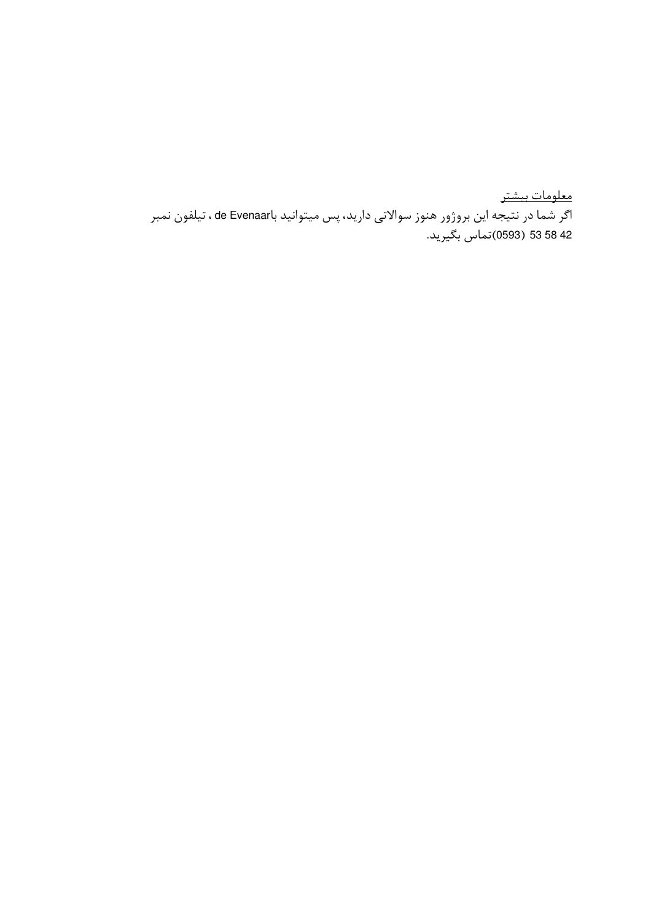<u>معلومات بیشتر</u>

اگر شما در نتیجه این بروژور هنوز سوالاتی دارید، پس میتوانید با de Evenaar ، تیلفون نمبر 42 58 53 (0593) تماس بگیرید.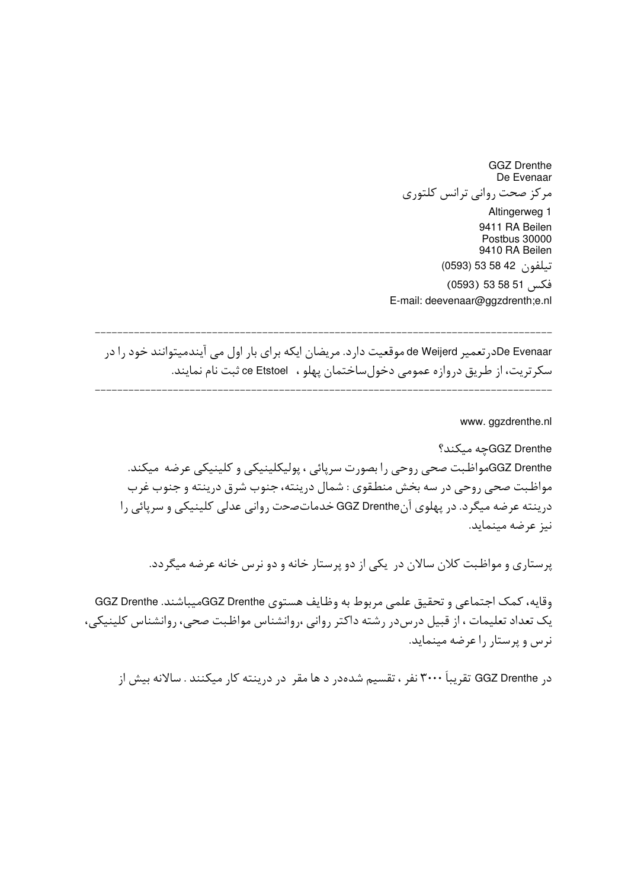GGZ Drenthe  
De Evenaar  
مرکز صحت روانی ترانس کلتوری  
Altingerweg 1  
9411 RA Beilen  
Postbus 30000  
9410 RA Beilen  
تیلفون 42 58 53 (0593)  
فکس 51 58 53 (0593)  
E-mail: deevenaar@ggzdrenth;e.nl

---

De Evenaarدرتعمیر de Weijerd موقعیت دارد. مریضان ایکه برای بار اول می آیندمیتوانند خود را در سکرتریت، از طریق دروازه عمومی دخول‌ساختمان پهلو ،  ce Etstoel ثبت نام نمایند.

---

www. ggzdrenthe.nl

GGZ Drentheچه میکند؟

GGZ Drentheمواظبت صحی روحی را بصورت سرپائی ، پولیکلینیکی و کلینیکی عرضه  میکند. مواظبت صحی روحی در سه بخش منطقوی : شمال درینته، جنوب شرق درینته و جنوب غرب درینته عرضه میگرد. در پهلوی آنGGZ Drenthe خدمات‌صحت روانی عدلی کلینیکی و سرپائی را نیز عرضه مینماید.

پرستاری و مواظبت کلان سالان در  یکی از دو پرستار خانه و دو نرس خانه عرضه میگردد.

وقایه، کمک اجتماعی و تحقیق علمی مربوط به وظایف هستوی GGZ Drentheمیباشند. GGZ Drenthe یک تعداد تعلیمات ، از قبیل درس‌در رشته داکتر روانی ،روانشناس مواظبت صحی، روانشناس کلینیکی، نرس و پرستار را عرضه مینماید.

در GGZ Drenthe تقریباً ۳۰۰۰ نفر ، تقسیم شده‌در د ها مقر  در درینته کار میکنند . سالانه بیش از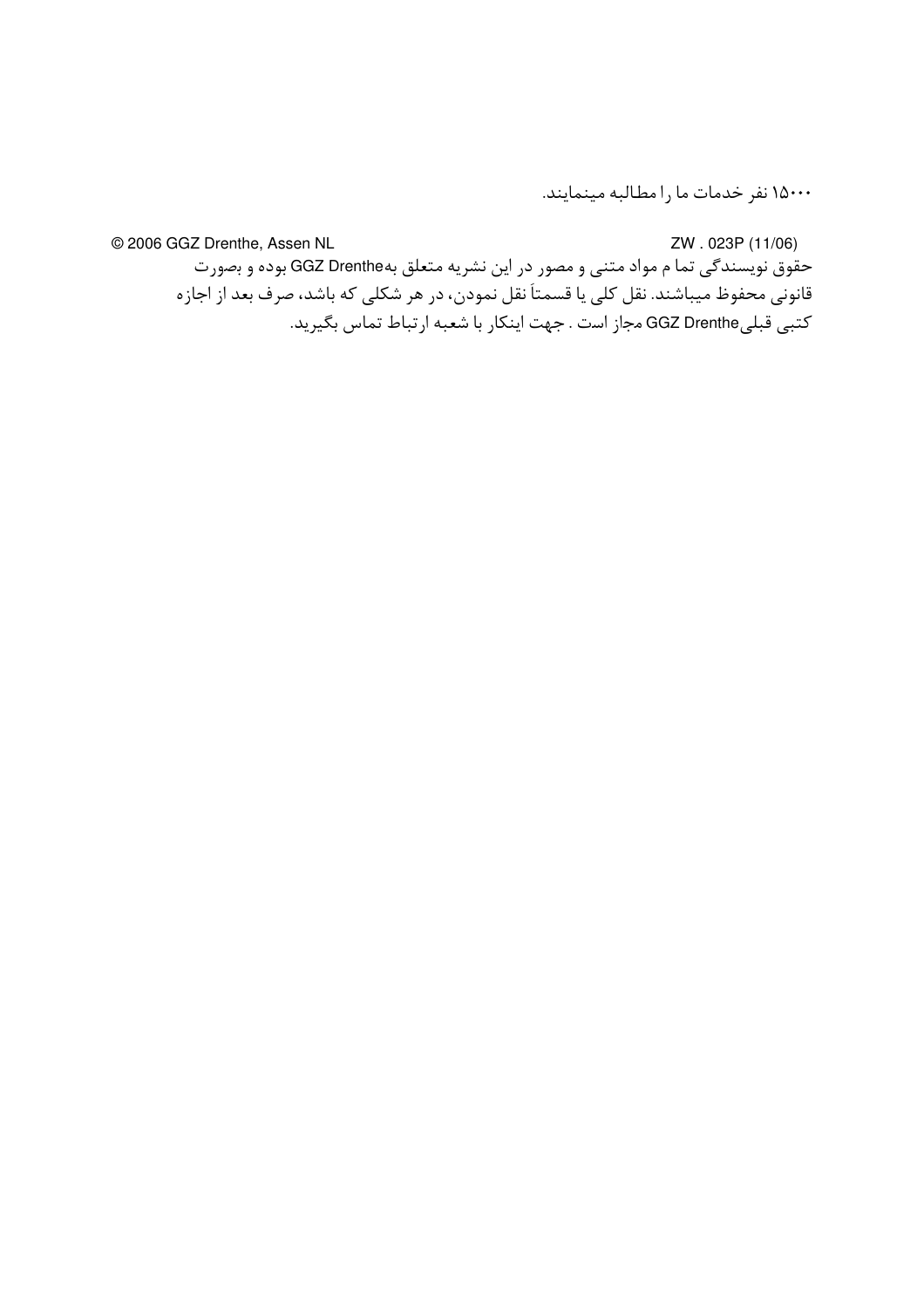۱۵۰۰۰ نفر خدمات ما را مطالبه مینمایند.

© 2006 GGZ Drenthe, Assen NL　　　　　　　　　　ZW . 023P (11/06)

حقوق نویسندگی تما م مواد متنی و مصور در این نشریه متعلق بهGGZ Drenthe بوده و بصورت قانونی محفوظ میباشند. نقل کلی یا قسمتاً نقل نمودن، در هر شکلی که باشد، صرف بعد از اجازه کتبی قبلیGGZ Drenthe مجاز است . جهت اینکار با شعبه ارتباط تماس بگیرید.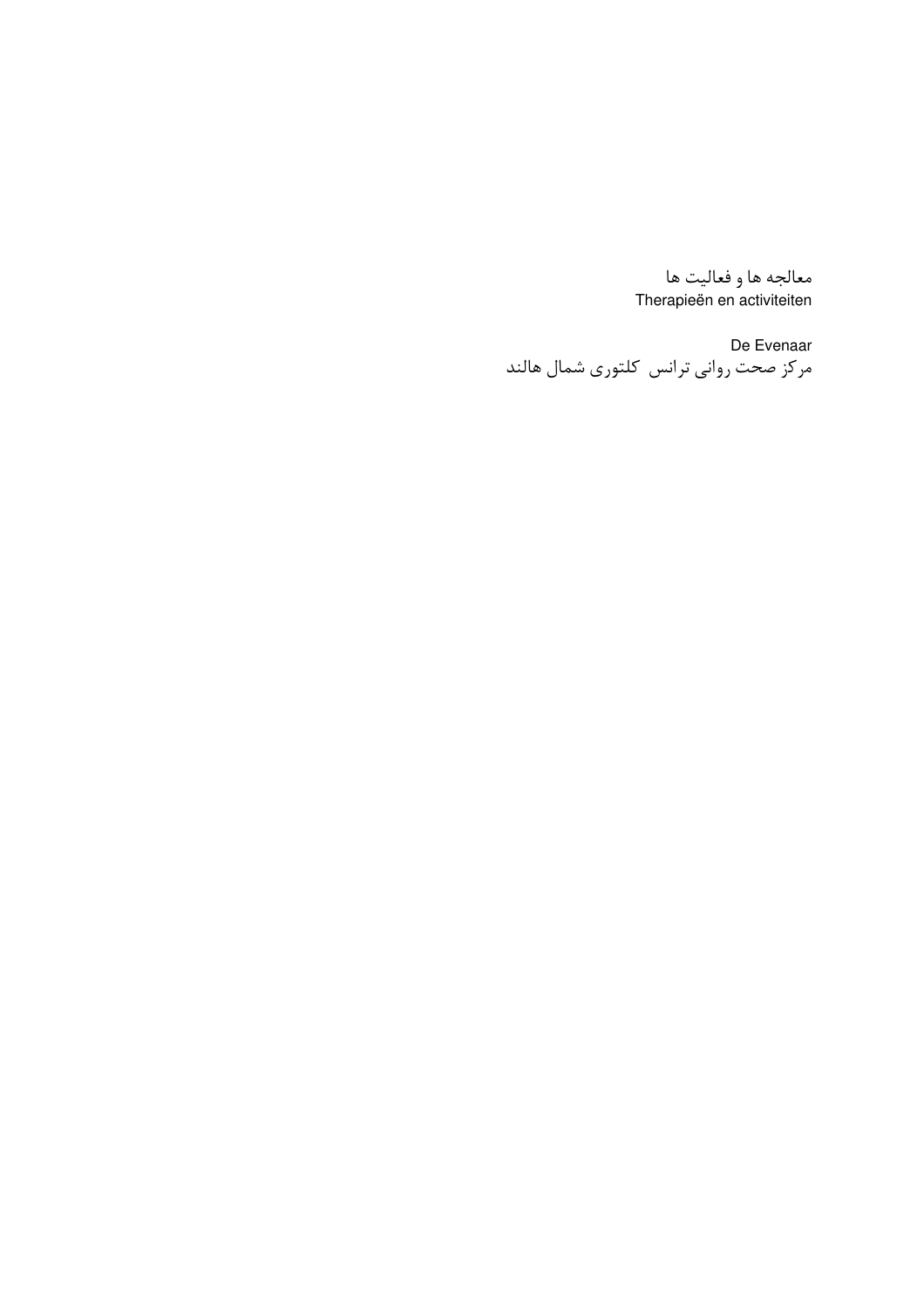معالجه ها و فعالیت ها

Therapieën en activiteiten

De Evenaar

مرکز صحت روانی ترانس  کلتوری شمال هالند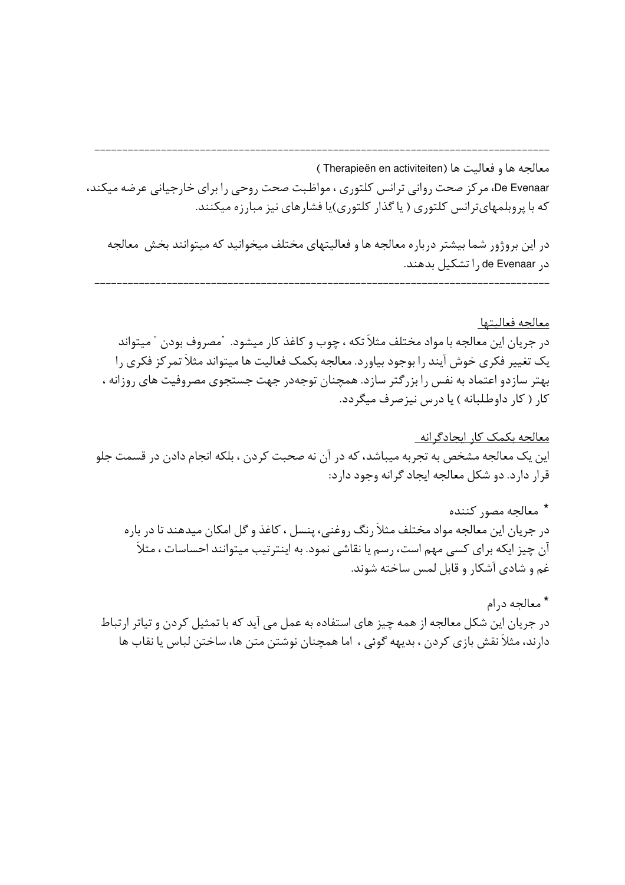---

معالجه ها و فعالیت ها (Therapieën en activiteiten )

De Evenaar، مرکز صحت روانی ترانس کلتوری ، مواظبت صحت روحی را برای خارجیانی عرضه میکند، که با پروبلمهای‌ترانس کلتوری ( یا گذار کلتوری)یا فشارهای نیز مبارزه میکنند.

در این بروژور شما بیشتر درباره معالجه ها و فعالیتهای مختلف میخوانید که میتوانند بخش معالجه در de Evenaar را تشکیل بدهند.

---

<u>معالجه فعالیتها</u>

در جریان این معالجه با مواد مختلف مثلاً تکه ، چوب و کاغذ کار میشود. "مصروف بودن" میتواند یک تغییر فکری خوش آیند را بوجود بیاورد. معالجه بکمک فعالیت ها میتواند مثلاً تمرکز فکری را بهتر سازدو اعتماد به نفس را بزرگتر سازد. همچنان توجه‌در جهت جستجوی مصروفیت های روزانه ، کار ( کار داوطلبانه ) یا درس نیزصرف میگردد.

<u>معالجه بکمک کار ایجادگرانه</u>

این یک معالجه مشخص به تجربه میباشد، که در آن نه صحبت کردن ، بلکه انجام دادن در قسمت جلو قرار دارد. دو شکل معالجه ایجاد گرانه وجود دارد:

* معالجه مصور کننده

در جریان این معالجه مواد مختلف مثلاً رنگ روغنی، پنسل ، کاغذ و گل امکان میدهند تا در باره آن چیز ایکه برای کسی مهم است، رسم یا نقاشی نمود. به اینترتیب میتوانند احساسات ، مثلاً غم و شادی آشکار و قابل لمس ساخته شوند.

* معالجه درام

در جریان این شکل معالجه از همه چیز های استفاده به عمل می آید که با تمثیل کردن و تیاتر ارتباط دارند، مثلاً نقش بازی کردن ، بدیهه گوئی ، اما همچنان نوشتن متن ها، ساختن لباس یا نقاب ها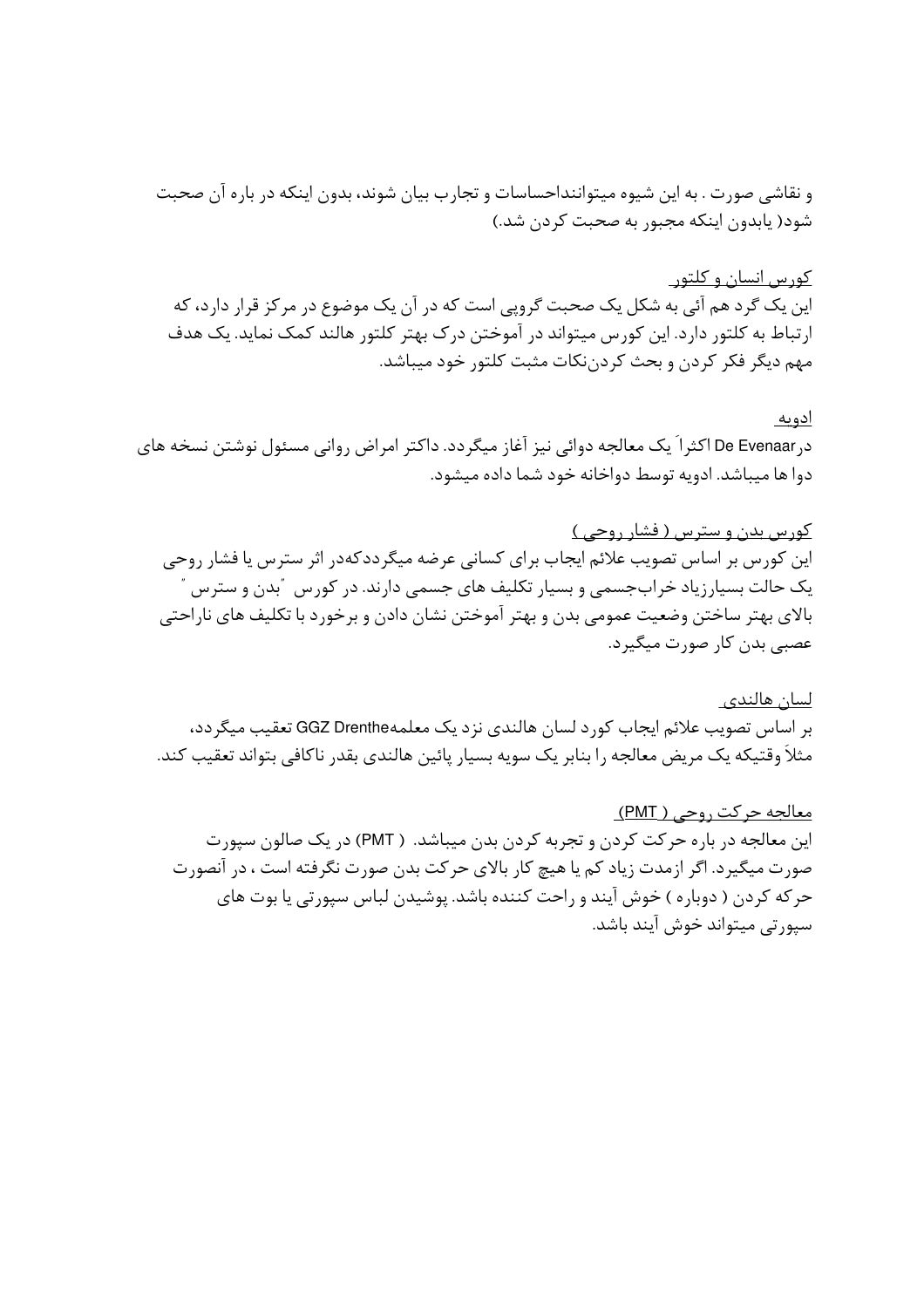و نقاشی صورت . به این شیوه میتواننداحساسات و تجارب بیان شوند، بدون اینکه در باره آن صحبت شود( یابدون اینکه مجبور به صحبت کردن شد.)

<u>کورس انسان و کلتور</u>

این یک گرد هم آئی به شکل یک صحبت گروپی است که در آن یک موضوع در مرکز قرار دارد، که ارتباط به کلتور دارد. این کورس میتواند در آموختن درک بهتر کلتور هالند کمک نماید. یک هدف مهم دیگر فکر کردن و بحث کردننکات مثبت کلتور خود میباشد.

<u>ادویه</u>

درDe Evenaar اکثراَ یک معالجه دوائی نیز آغاز میگردد. داکتر امراض روانی مسئول نوشتن نسخه های دوا ها میباشد. ادویه توسط دواخانه خود شما داده میشود.

<u>کورس بدن و سترس ( فشار روحی )</u>

این کورس بر اساس تصویب علائم ایجاب برای کسانی عرضه میگرددکهدر اثر سترس یا فشار روحی یک حالت بسیارزیاد خرابجسمی و بسیار تکلیف های جسمی دارند. در کورس "بدن و سترس" بالای بهتر ساختن وضعیت عمومی بدن و بهتر آموختن نشان دادن و برخورد با تکلیف های ناراحتی عصبی بدن کار صورت میگیرد.

<u>لسان هالندی</u>

بر اساس تصویب علائم ایجاب کورد لسان هالندی نزد یک معلمهGGZ Drenthe تعقیب میگردد، مثلاَ وقتیکه یک مریض معالجه را بنابر یک سویه بسیار پائین هالندی بقدر ناکافی بتواند تعقیب کند.

<u>معالجه حرکت روحی ( PMT)</u>

این معالجه در باره حرکت کردن و تجربه کردن بدن میباشد. ( PMT) در یک صالون سپورت صورت میگیرد. اگر ازمدت زیاد کم یا هیچ کار بالای حرکت بدن صورت نگرفته است ، در آنصورت حرکه کردن ( دوباره ) خوش آیند و راحت کننده باشد. پوشیدن لباس سپورتی یا بوت های سپورتی میتواند خوش آیند باشد.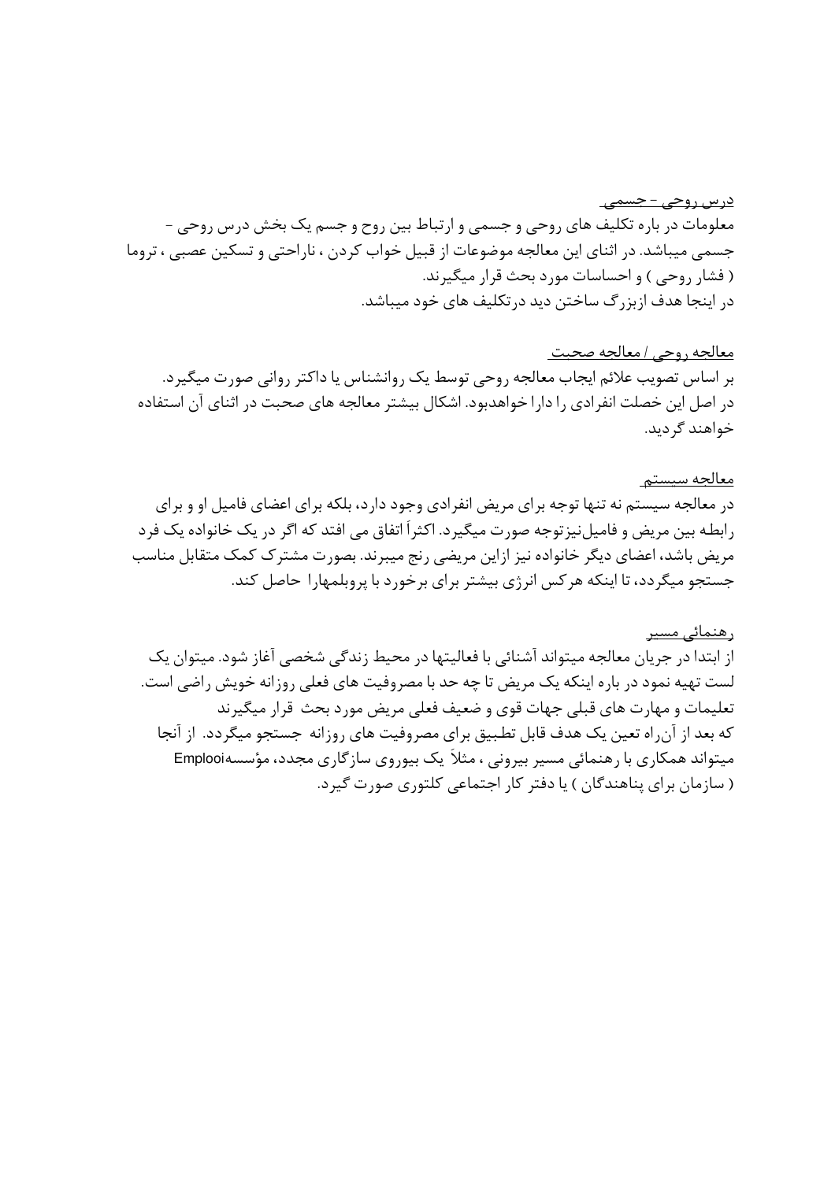<u>درس روحی – جسمی</u>

معلومات در باره تکلیف های روحی و جسمی و ارتباط بین روح و جسم یک بخش درس روحی – جسمی میباشد. در اثنای این معالجه موضوعات از قبیل خواب کردن ، ناراحتی و تسکین عصبی ، تروما ( فشار روحی ) و احساسات مورد بحث قرار میگیرند.
در اینجا هدف ازبزرگ ساختن دید درتکلیف های خود میباشد.

<u>معالجه روحی / معالجه صحبت</u>

بر اساس تصویب علائم ایجاب معالجه روحی توسط یک روانشناس یا داکتر روانی صورت میگیرد.
در اصل این خصلت انفرادی را دارا خواهدبود. اشکال بیشتر معالجه های صحبت در اثنای آن استفاده خواهند گردید.

<u>معالجه سیستم</u>

در معالجه سیستم نه تنها توجه برای مریض انفرادی وجود دارد، بلکه برای اعضای فامیل او و برای رابطه بین مریض و فامیل‌نیزتوجه صورت میگیرد. اکثراً اتفاق می افتد که اگر در یک خانواده یک فرد مریض باشد، اعضای دیگر خانواده نیز ازاین مریضی رنج میبرند. بصورت مشترک کمک متقابل مناسب جستجو میگردد، تا اینکه هرکس انرژی بیشتر برای برخورد با پروبلمهارا حاصل کند.

<u>رهنمائی مسیر</u>

از ابتدا در جریان معالجه میتواند آشنائی با فعالیتها در محیط زندگی شخصی آغاز شود. میتوان یک لست تهیه نمود در باره اینکه یک مریض تا چه حد با مصروفیت های فعلی روزانه خویش راضی است.
تعلیمات و مهارت های قبلی جهات قوی و ضعیف فعلی مریض مورد بحث قرار میگیرند
که بعد از آن‌راه تعین یک هدف قابل تطبیق برای مصروفیت های روزانه جستجو میگردد. از آنجا میتواند همکاری با رهنمائی مسیر بیرونی ، مثلاً یک بیوروی سازگاری مجدد، مؤسسهEmplooi ( سازمان برای پناهندگان ) یا دفتر کار اجتماعی کلتوری صورت گیرد.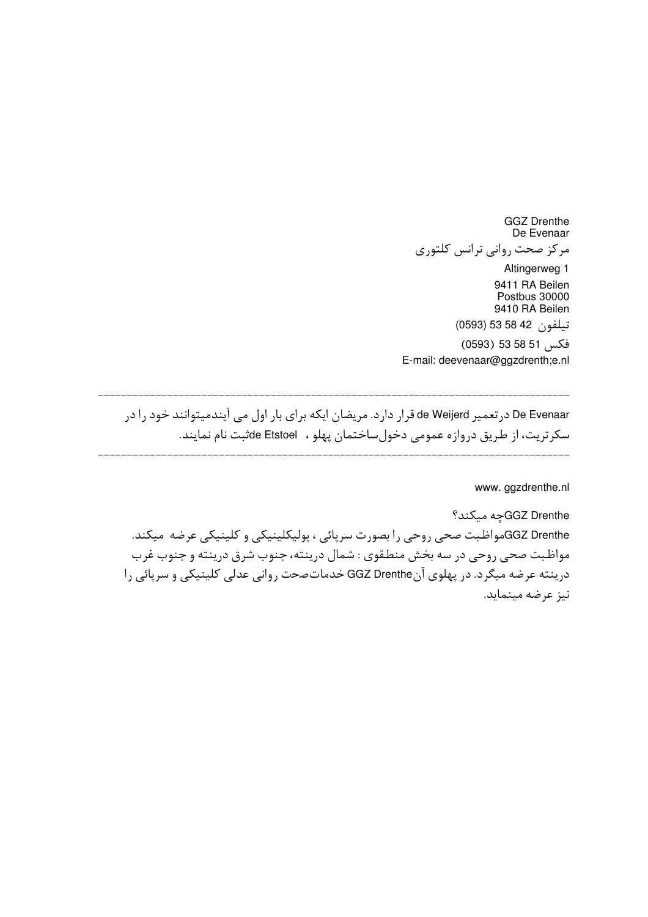GGZ Drenthe
De Evenaar
مرکز صحت روانی ترانس کلتوری
Altingerweg 1
9411 RA Beilen
Postbus 30000
9410 RA Beilen
تیلفون 42 58 53 (0593)
فکس 51 58 53 (0593)
E-mail: deevenaar@ggzdrenth;e.nl

---

De Evenaar درتعمیر de Weijerd قرار دارد. مریضان ایکه برای بار اول می آیندمیتوانند خود را در سکرتریت، از طریق دروازه عمومی دخول‌ساختمان پهلو ، de Etstoel ثبت نام نمایند.

---

www. ggzdrenthe.nl

GGZ Drenthe چه میکند؟
GGZ Drenthe مواظبت صحی روحی را بصورت سرپائی ، پولیکلینیکی و کلینیکی عرضه میکند. مواظبت صحی روحی در سه بخش منطقوی : شمال درینته، جنوب شرق درینته و جنوب غرب درینته عرضه میگرد. در پهلوی آن GGZ Drenthe خدمات‌صحت روانی عدلی کلینیکی و سرپائی را نیز عرضه مینماید.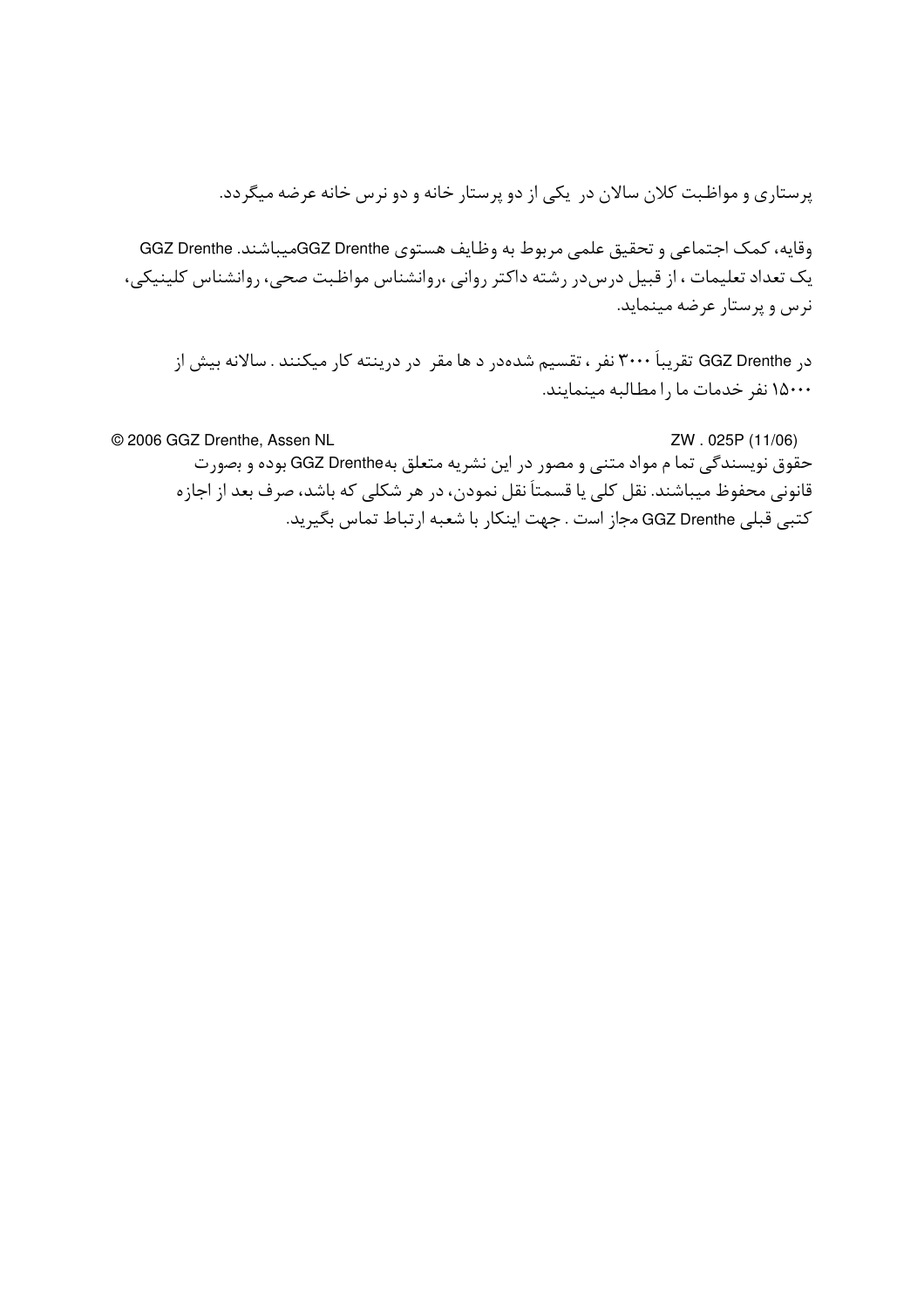پرستاری و مواظبت کلان سالان در یکی از دو پرستار خانه و دو نرس خانه عرضه میگردد.

وقایه، کمک اجتماعی و تحقیق علمی مربوط به وظایف هستوی GGZ Drentheمیباشند. GGZ Drenthe یک تعداد تعلیمات ، از قبیل درس‌در رشته داکتر روانی ،روانشناس مواظبت صحی، روانشناس کلینیکی، نرس و پرستار عرضه مینماید.

در GGZ Drenthe تقریباً ۳۰۰۰ نفر ، تقسیم شده‌در د ها مقر در درینته کار میکنند . سالانه بیش از ۱۵۰۰۰ نفر خدمات ما را مطالبه مینمایند.

© 2006 GGZ Drenthe, Assen NL ZW . 025P (11/06)

حقوق نویسندگی تما م مواد متنی و مصور در این نشریه متعلق بهGGZ Drenthe بوده و بصورت قانونی محفوظ میباشند. نقل کلی یا قسمتاً نقل نمودن، در هر شکلی که باشد، صرف بعد از اجازه کتبی قبلی GGZ Drenthe مجاز است . جهت اینکار با شعبه ارتباط تماس بگیرید.